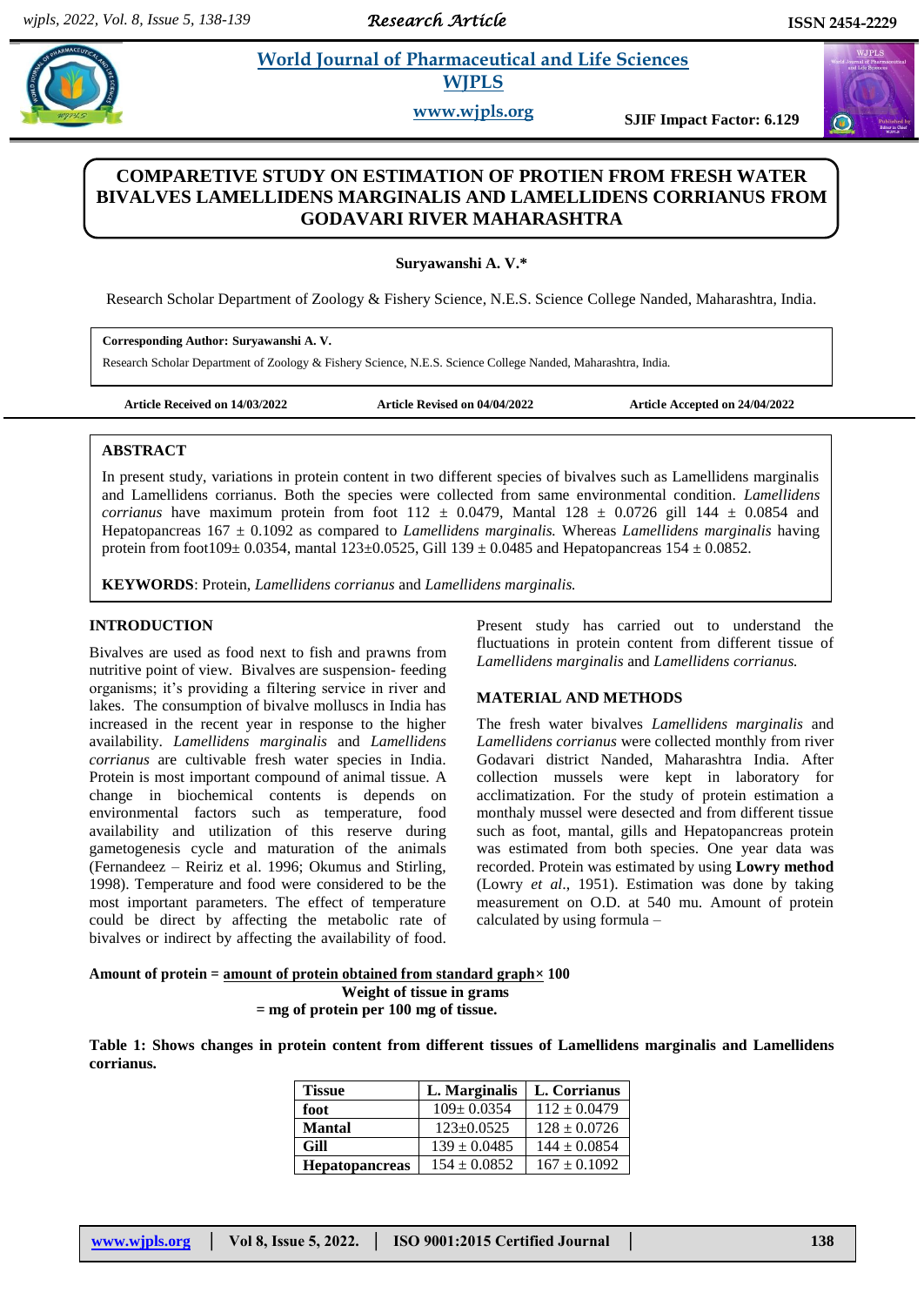# COMPARETIVE STUDY ON ESTIMATION OF PROTIEN FROM FRESH WATER BIVALVES LAMELLIDENS MARGINALIS AND LAMELLIDENS CORRIANUS FROM GODAVARI RIVER MAHARASHTRA

**Suryawanshi A. V.***

Research Scholar Department of Zoology & Fishery Science, N.E.S. Science College Nanded, Maharashtra, India.

**Corresponding Author: Suryawanshi A. V.**

Research Scholar Department of Zoology & Fishery Science, N.E.S. Science College Nanded, Maharashtra, India.

**Article Received on 14/03/2022** **Article Revised on 04/04/2022** **Article Accepted on 24/04/2022**

## ABSTRACT

In present study, variations in protein content in two different species of bivalves such as Lamellidens marginalis and Lamellidens corrianus. Both the species were collected from same environmental condition. *Lamellidens corrianus* have maximum protein from foot 112 ± 0.0479, Mantal 128 ± 0.0726 gill 144 ± 0.0854 and Hepatopancreas 167 ± 0.1092 as compared to *Lamellidens marginalis.* Whereas *Lamellidens marginalis* having protein from foot109± 0.0354, mantal 123±0.0525, Gill 139 ± 0.0485 and Hepatopancreas 154 ± 0.0852.

**KEYWORDS**: Protein, *Lamellidens corrianus* and *Lamellidens marginalis.*

## INTRODUCTION

Bivalves are used as food next to fish and prawns from nutritive point of view. Bivalves are suspension- feeding organisms; it's providing a filtering service in river and lakes. The consumption of bivalve molluscs in India has increased in the recent year in response to the higher availability. *Lamellidens marginalis* and *Lamellidens corrianus* are cultivable fresh water species in India. Protein is most important compound of animal tissue. A change in biochemical contents is depends on environmental factors such as temperature, food availability and utilization of this reserve during gametogenesis cycle and maturation of the animals (Fernandeez – Reiriz et al. 1996; Okumus and Stirling, 1998). Temperature and food were considered to be the most important parameters. The effect of temperature could be direct by affecting the metabolic rate of bivalves or indirect by affecting the availability of food.

Present study has carried out to understand the fluctuations in protein content from different tissue of *Lamellidens marginalis* and *Lamellidens corrianus.*

## MATERIAL AND METHODS

The fresh water bivalves *Lamellidens marginalis* and *Lamellidens corrianus* were collected monthly from river Godavari district Nanded, Maharashtra India. After collection mussels were kept in laboratory for acclimatization. For the study of protein estimation a monthaly mussel were desected and from different tissue such as foot, mantal, gills and Hepatopancreas protein was estimated from both species. One year data was recorded. Protein was estimated by using **Lowry method** (Lowry *et al.*, 1951). Estimation was done by taking measurement on O.D. at 540 mu. Amount of protein calculated by using formula –

$$\text{Amount of protein} = \frac{\text{amount of protein obtained from standard graph} \times 100}{\text{Weight of tissue in grams}}$$

**= mg of protein per 100 mg of tissue.**

**Table 1: Shows changes in protein content from different tissues of Lamellidens marginalis and Lamellidens corrianus.**

| Tissue | L. Marginalis | L. Corrianus |
|---|---|---|
| **foot** | 109± 0.0354 | 112 ± 0.0479 |
| **Mantal** | 123±0.0525 | 128 ± 0.0726 |
| **Gill** | 139 ± 0.0485 | 144 ± 0.0854 |
| **Hepatopancreas** | 154 ± 0.0852 | 167 ± 0.1092 |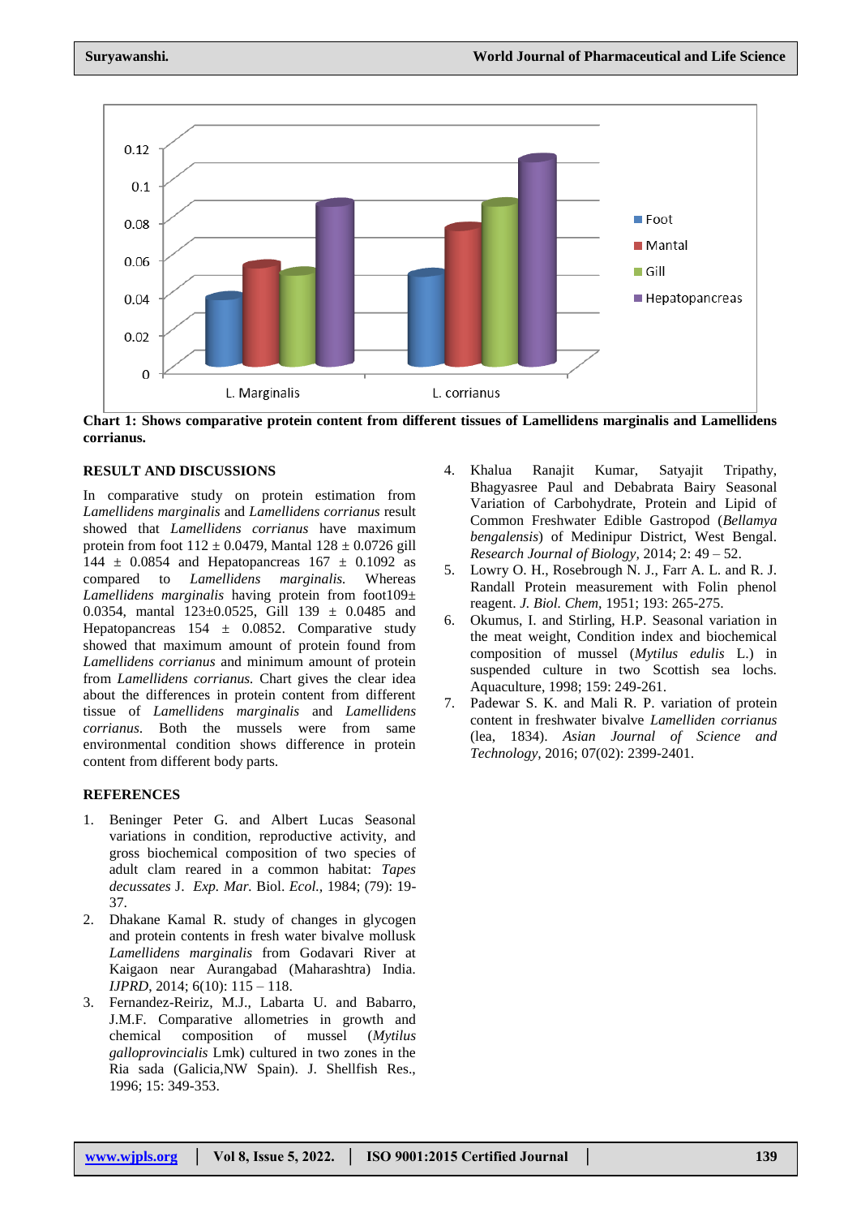0.12
0.1
0.08
0.06
0.04
0.02
0

L. Marginalis
L. corrianus

Foot
Mantal
Gill
Hepatopancreas

**Chart 1: Shows comparative protein content from different tissues of Lamellidens marginalis and Lamellidens corrianus.**

## RESULT AND DISCUSSIONS

In comparative study on protein estimation from *Lamellidens marginalis* and *Lamellidens corrianus* result showed that *Lamellidens corrianus* have maximum protein from foot 112 ± 0.0479, Mantal 128 ± 0.0726 gill 144 ± 0.0854 and Hepatopancreas 167 ± 0.1092 as compared to *Lamellidens marginalis.* Whereas *Lamellidens marginalis* having protein from foot109± 0.0354, mantal 123±0.0525, Gill 139 ± 0.0485 and Hepatopancreas 154 ± 0.0852. Comparative study showed that maximum amount of protein found from *Lamellidens corrianus* and minimum amount of protein from *Lamellidens corrianus.* Chart gives the clear idea about the differences in protein content from different tissue of *Lamellidens marginalis* and *Lamellidens corrianus.* Both the mussels were from same environmental condition shows difference in protein content from different body parts.

## REFERENCES

1. Beninger Peter G. and Albert Lucas Seasonal variations in condition, reproductive activity, and gross biochemical composition of two species of adult clam reared in a common habitat: *Tapes decussates* J. *Exp. Mar.* Biol. *Ecol.,* 1984; (79): 19-37.
2. Dhakane Kamal R. study of changes in glycogen and protein contents in fresh water bivalve mollusk *Lamellidens marginalis* from Godavari River at Kaigaon near Aurangabad (Maharashtra) India. *IJPRD*, 2014; 6(10): 115 – 118.
3. Fernandez-Reiriz, M.J., Labarta U. and Babarro, J.M.F. Comparative allometries in growth and chemical composition of mussel (*Mytilus galloprovincialis* Lmk) cultured in two zones in the Ria sada (Galicia,NW Spain). J. Shellfish Res., 1996; 15: 349-353.
4. Khalua Ranajit Kumar, Satyajit Tripathy, Bhagyasree Paul and Debabrata Bairy Seasonal Variation of Carbohydrate, Protein and Lipid of Common Freshwater Edible Gastropod (*Bellamya bengalensis*) of Medinipur District, West Bengal. *Research Journal of Biology,* 2014; 2: 49 – 52.
5. Lowry O. H., Rosebrough N. J., Farr A. L. and R. J. Randall Protein measurement with Folin phenol reagent. *J. Biol. Chem,* 1951; 193: 265-275.
6. Okumus, I. and Stirling, H.P. Seasonal variation in the meat weight, Condition index and biochemical composition of mussel (*Mytilus edulis* L.) in suspended culture in two Scottish sea lochs. Aquaculture, 1998; 159: 249-261.
7. Padewar S. K. and Mali R. P. variation of protein content in freshwater bivalve *Lamelliden corrianus* (lea, 1834). *Asian Journal of Science and Technology,* 2016; 07(02): 2399-2401.